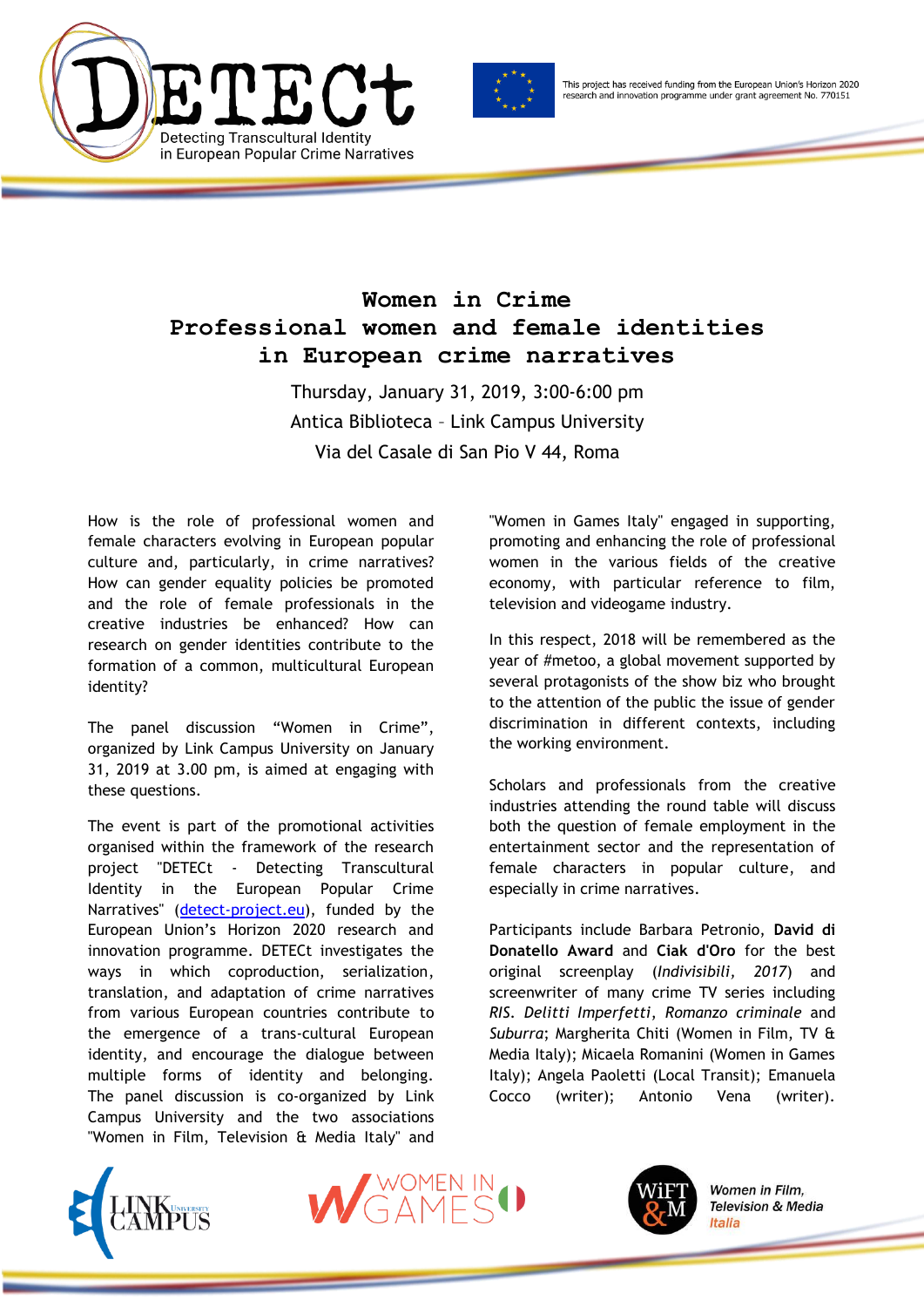DETECt
Detecting Transcultural Identity in European Popular Crime Narratives

This project has received funding from the European Union's Horizon 2020 research and innovation programme under grant agreement No. 770151

# Women in Crime
## Professional women and female identities in European crime narratives

Thursday, January 31, 2019, 3:00-6:00 pm
Antica Biblioteca – Link Campus University
Via del Casale di San Pio V 44, Roma

How is the role of professional women and female characters evolving in European popular culture and, particularly, in crime narratives? How can gender equality policies be promoted and the role of female professionals in the creative industries be enhanced? How can research on gender identities contribute to the formation of a common, multicultural European identity?

The panel discussion "Women in Crime", organized by Link Campus University on January 31, 2019 at 3.00 pm, is aimed at engaging with these questions.

The event is part of the promotional activities organised within the framework of the research project "DETECt - Detecting Transcultural Identity in the European Popular Crime Narratives" (detect-project.eu), funded by the European Union's Horizon 2020 research and innovation programme. DETECt investigates the ways in which coproduction, serialization, translation, and adaptation of crime narratives from various European countries contribute to the emergence of a trans-cultural European identity, and encourage the dialogue between multiple forms of identity and belonging. The panel discussion is co-organized by Link Campus University and the two associations "Women in Film, Television & Media Italy" and "Women in Games Italy" engaged in supporting, promoting and enhancing the role of professional women in the various fields of the creative economy, with particular reference to film, television and videogame industry.

In this respect, 2018 will be remembered as the year of #metoo, a global movement supported by several protagonists of the show biz who brought to the attention of the public the issue of gender discrimination in different contexts, including the working environment.

Scholars and professionals from the creative industries attending the round table will discuss both the question of female employment in the entertainment sector and the representation of female characters in popular culture, and especially in crime narratives.

Participants include Barbara Petronio, **David di Donatello Award** and **Ciak d'Oro** for the best original screenplay (*Indivisibili, 2017*) and screenwriter of many crime TV series including *RIS. Delitti Imperfetti*, *Romanzo criminale* and *Suburra*; Margherita Chiti (Women in Film, TV & Media Italy); Micaela Romanini (Women in Games Italy); Angela Paoletti (Local Transit); Emanuela Cocco (writer); Antonio Vena (writer).

Link Campus University — Women in Games — WiFT&M Women in Film, Television & Media Italia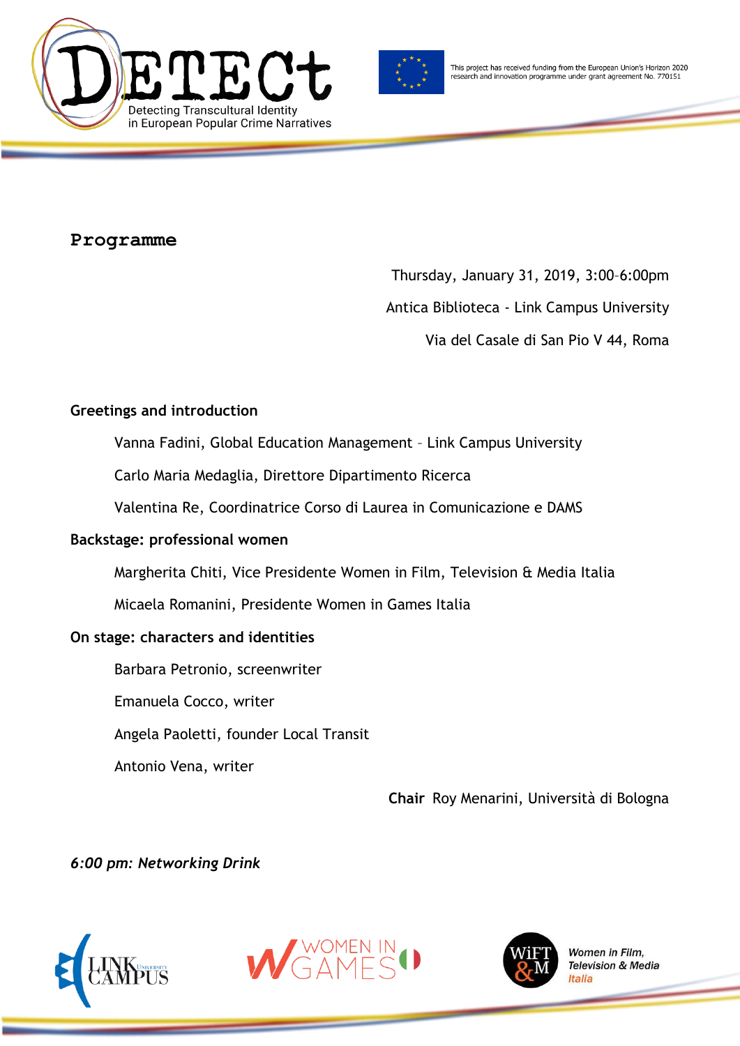DETECt

Detecting Transcultural Identity in European Popular Crime Narratives

This project has received funding from the European Union's Horizon 2020 research and innovation programme under grant agreement No. 770151

# Programme

Thursday, January 31, 2019, 3:00–6:00pm

Antica Biblioteca - Link Campus University

Via del Casale di San Pio V 44, Roma

**Greetings and introduction**

Vanna Fadini, Global Education Management – Link Campus University

Carlo Maria Medaglia, Direttore Dipartimento Ricerca

Valentina Re, Coordinatrice Corso di Laurea in Comunicazione e DAMS

**Backstage: professional women**

Margherita Chiti, Vice Presidente Women in Film, Television & Media Italia

Micaela Romanini, Presidente Women in Games Italia

**On stage: characters and identities**

Barbara Petronio, screenwriter

Emanuela Cocco, writer

Angela Paoletti, founder Local Transit

Antonio Vena, writer

**Chair** Roy Menarini, Università di Bologna

***6:00 pm: Networking Drink***

LINK CAMPUS UNIVERSITY

WOMEN IN GAMES

WIFT&M Women in Film, Television & Media Italia